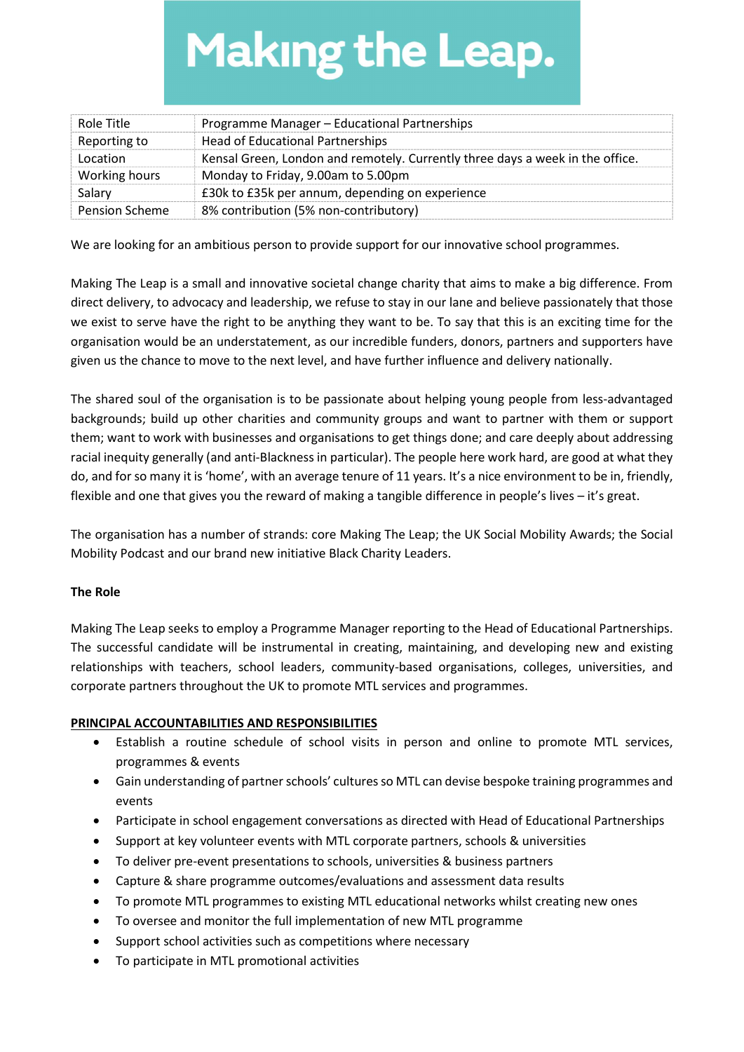# Making the Leap.

| Role Title | Programme Manager – Educational Partnerships |
|---|---|
| Reporting to | Head of Educational Partnerships |
| Location | Kensal Green, London and remotely. Currently three days a week in the office. |
| Working hours | Monday to Friday, 9.00am to 5.00pm |
| Salary | £30k to £35k per annum, depending on experience |
| Pension Scheme | 8% contribution (5% non-contributory) |

We are looking for an ambitious person to provide support for our innovative school programmes.

Making The Leap is a small and innovative societal change charity that aims to make a big difference. From direct delivery, to advocacy and leadership, we refuse to stay in our lane and believe passionately that those we exist to serve have the right to be anything they want to be. To say that this is an exciting time for the organisation would be an understatement, as our incredible funders, donors, partners and supporters have given us the chance to move to the next level, and have further influence and delivery nationally.

The shared soul of the organisation is to be passionate about helping young people from less-advantaged backgrounds; build up other charities and community groups and want to partner with them or support them; want to work with businesses and organisations to get things done; and care deeply about addressing racial inequity generally (and anti-Blackness in particular). The people here work hard, are good at what they do, and for so many it is 'home', with an average tenure of 11 years. It's a nice environment to be in, friendly, flexible and one that gives you the reward of making a tangible difference in people's lives – it's great.

The organisation has a number of strands: core Making The Leap; the UK Social Mobility Awards; the Social Mobility Podcast and our brand new initiative Black Charity Leaders.

**The Role**

Making The Leap seeks to employ a Programme Manager reporting to the Head of Educational Partnerships. The successful candidate will be instrumental in creating, maintaining, and developing new and existing relationships with teachers, school leaders, community-based organisations, colleges, universities, and corporate partners throughout the UK to promote MTL services and programmes.

**PRINCIPAL ACCOUNTABILITIES AND RESPONSIBILITIES**

- Establish a routine schedule of school visits in person and online to promote MTL services, programmes & events
- Gain understanding of partner schools' cultures so MTL can devise bespoke training programmes and events
- Participate in school engagement conversations as directed with Head of Educational Partnerships
- Support at key volunteer events with MTL corporate partners, schools & universities
- To deliver pre-event presentations to schools, universities & business partners
- Capture & share programme outcomes/evaluations and assessment data results
- To promote MTL programmes to existing MTL educational networks whilst creating new ones
- To oversee and monitor the full implementation of new MTL programme
- Support school activities such as competitions where necessary
- To participate in MTL promotional activities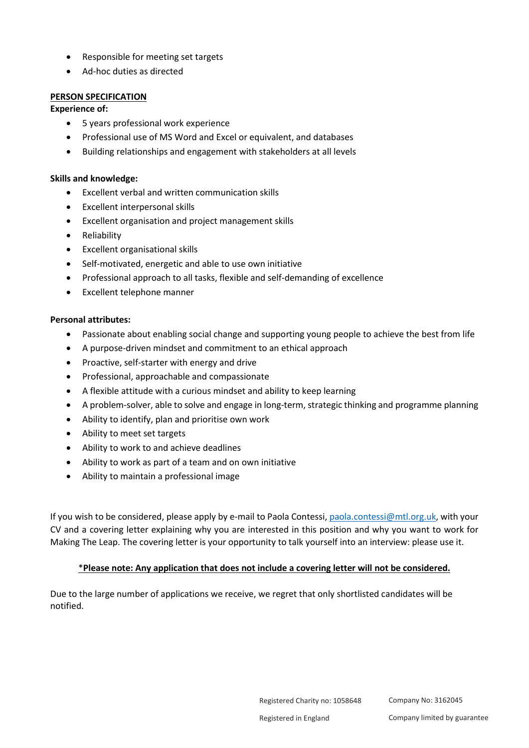- Responsible for meeting set targets
- Ad-hoc duties as directed

**PERSON SPECIFICATION**

**Experience of:**

- 5 years professional work experience
- Professional use of MS Word and Excel or equivalent, and databases
- Building relationships and engagement with stakeholders at all levels

**Skills and knowledge:**

- Excellent verbal and written communication skills
- Excellent interpersonal skills
- Excellent organisation and project management skills
- Reliability
- Excellent organisational skills
- Self-motivated, energetic and able to use own initiative
- Professional approach to all tasks, flexible and self-demanding of excellence
- Excellent telephone manner

**Personal attributes:**

- Passionate about enabling social change and supporting young people to achieve the best from life
- A purpose-driven mindset and commitment to an ethical approach
- Proactive, self-starter with energy and drive
- Professional, approachable and compassionate
- A flexible attitude with a curious mindset and ability to keep learning
- A problem-solver, able to solve and engage in long-term, strategic thinking and programme planning
- Ability to identify, plan and prioritise own work
- Ability to meet set targets
- Ability to work to and achieve deadlines
- Ability to work as part of a team and on own initiative
- Ability to maintain a professional image

If you wish to be considered, please apply by e-mail to Paola Contessi, paola.contessi@mtl.org.uk, with your CV and a covering letter explaining why you are interested in this position and why you want to work for Making The Leap. The covering letter is your opportunity to talk yourself into an interview: please use it.

***Please note: Any application that does not include a covering letter will not be considered.**

Due to the large number of applications we receive, we regret that only shortlisted candidates will be notified.

Registered Charity no: 1058648 Company No: 3162045

Registered in England Company limited by guarantee